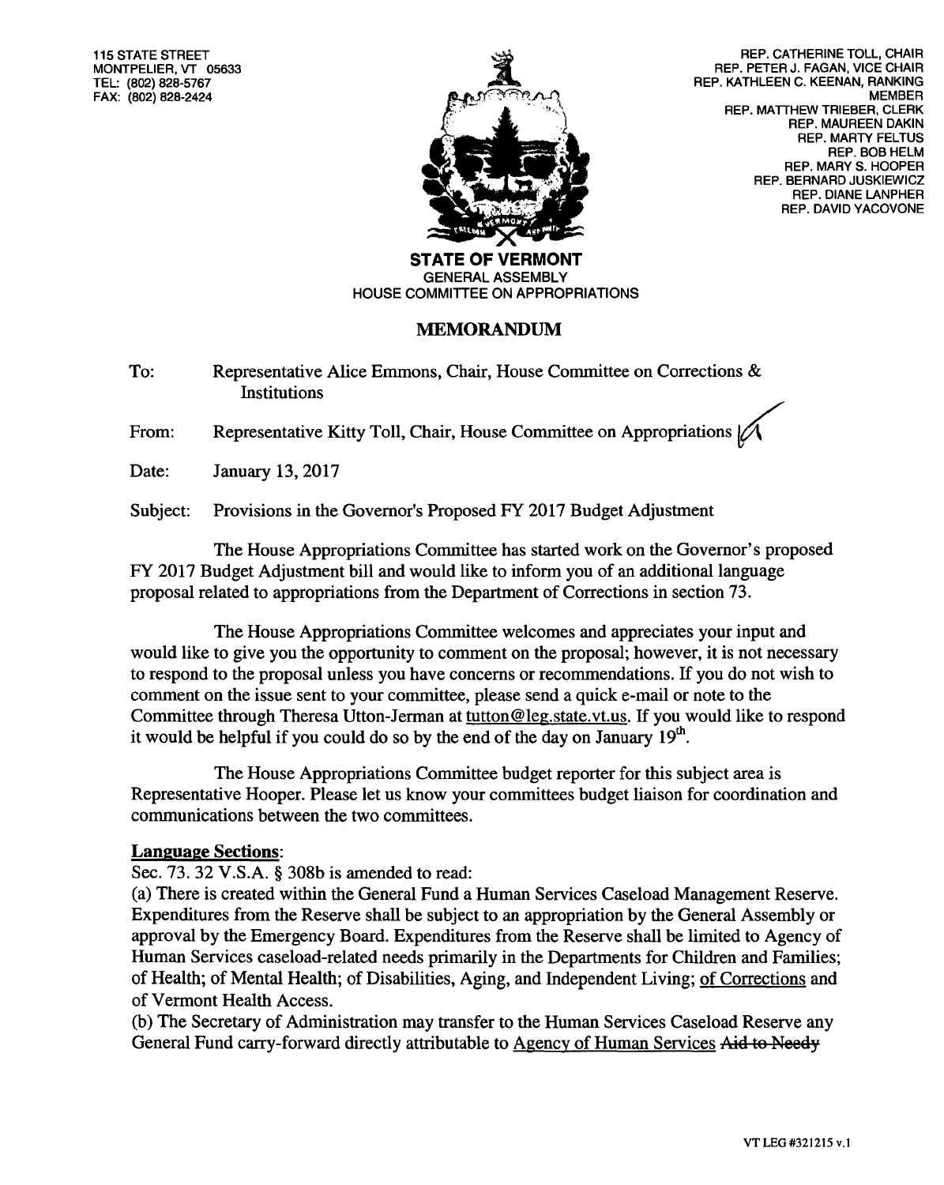115 STATE STREET
MONTPELIER, VT 05633
TEL: (802) 828-5767
FAX: (802) 828-2424

REP. CATHERINE TOLL, CHAIR
REP. PETER J. FAGAN, VICE CHAIR
REP. KATHLEEN C. KEENAN, RANKING MEMBER
REP. MATTHEW TRIEBER, CLERK
REP. MAUREEN DAKIN
REP. MARTY FELTUS
REP. BOB HELM
REP. MARY S. HOOPER
REP. BERNARD JUSKIEWICZ
REP. DIANE LANPHER
REP. DAVID YACOVONE

**STATE OF VERMONT**
GENERAL ASSEMBLY
HOUSE COMMITTEE ON APPROPRIATIONS

# MEMORANDUM

To: Representative Alice Emmons, Chair, House Committee on Corrections & Institutions

From: Representative Kitty Toll, Chair, House Committee on Appropriations

Date: January 13, 2017

Subject: Provisions in the Governor's Proposed FY 2017 Budget Adjustment

The House Appropriations Committee has started work on the Governor's proposed FY 2017 Budget Adjustment bill and would like to inform you of an additional language proposal related to appropriations from the Department of Corrections in section 73.

The House Appropriations Committee welcomes and appreciates your input and would like to give you the opportunity to comment on the proposal; however, it is not necessary to respond to the proposal unless you have concerns or recommendations. If you do not wish to comment on the issue sent to your committee, please send a quick e-mail or note to the Committee through Theresa Utton-Jerman at tutton@leg.state.vt.us. If you would like to respond it would be helpful if you could do so by the end of the day on January 19th.

The House Appropriations Committee budget reporter for this subject area is Representative Hooper. Please let us know your committees budget liaison for coordination and communications between the two committees.

**Language Sections:**

Sec. 73. 32 V.S.A. § 308b is amended to read:

(a) There is created within the General Fund a Human Services Caseload Management Reserve. Expenditures from the Reserve shall be subject to an appropriation by the General Assembly or approval by the Emergency Board. Expenditures from the Reserve shall be limited to Agency of Human Services caseload-related needs primarily in the Departments for Children and Families; of Health; of Mental Health; of Disabilities, Aging, and Independent Living; <u>of Corrections</u> and of Vermont Health Access.

(b) The Secretary of Administration may transfer to the Human Services Caseload Reserve any General Fund carry-forward directly attributable to <u>Agency of Human Services</u> ~~Aid to Needy~~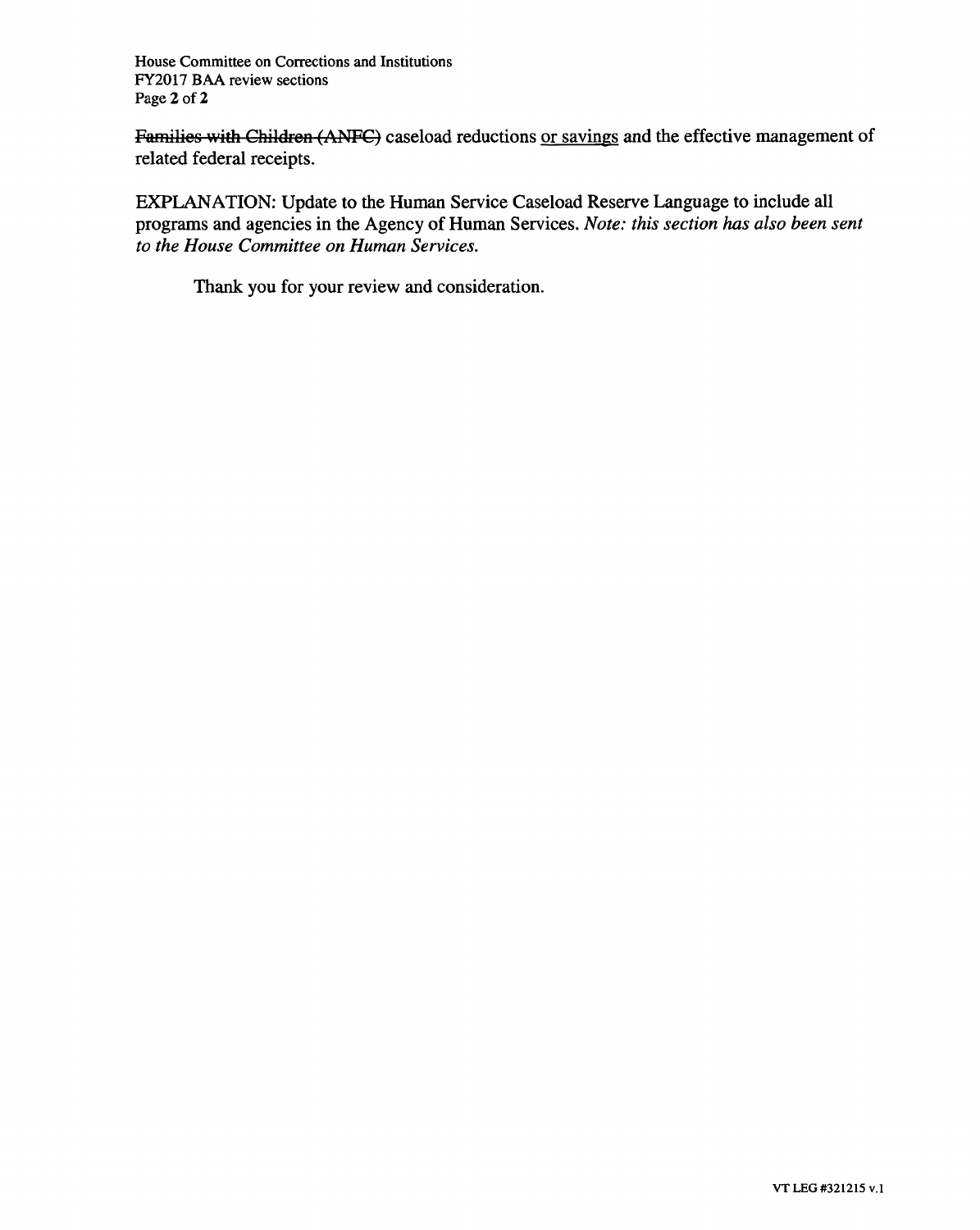~~Families with Children (ANFC)~~ caseload reductions <u>or savings</u> and the effective management of related federal receipts.

EXPLANATION: Update to the Human Service Caseload Reserve Language to include all programs and agencies in the Agency of Human Services. *Note: this section has also been sent to the House Committee on Human Services.*

Thank you for your review and consideration.